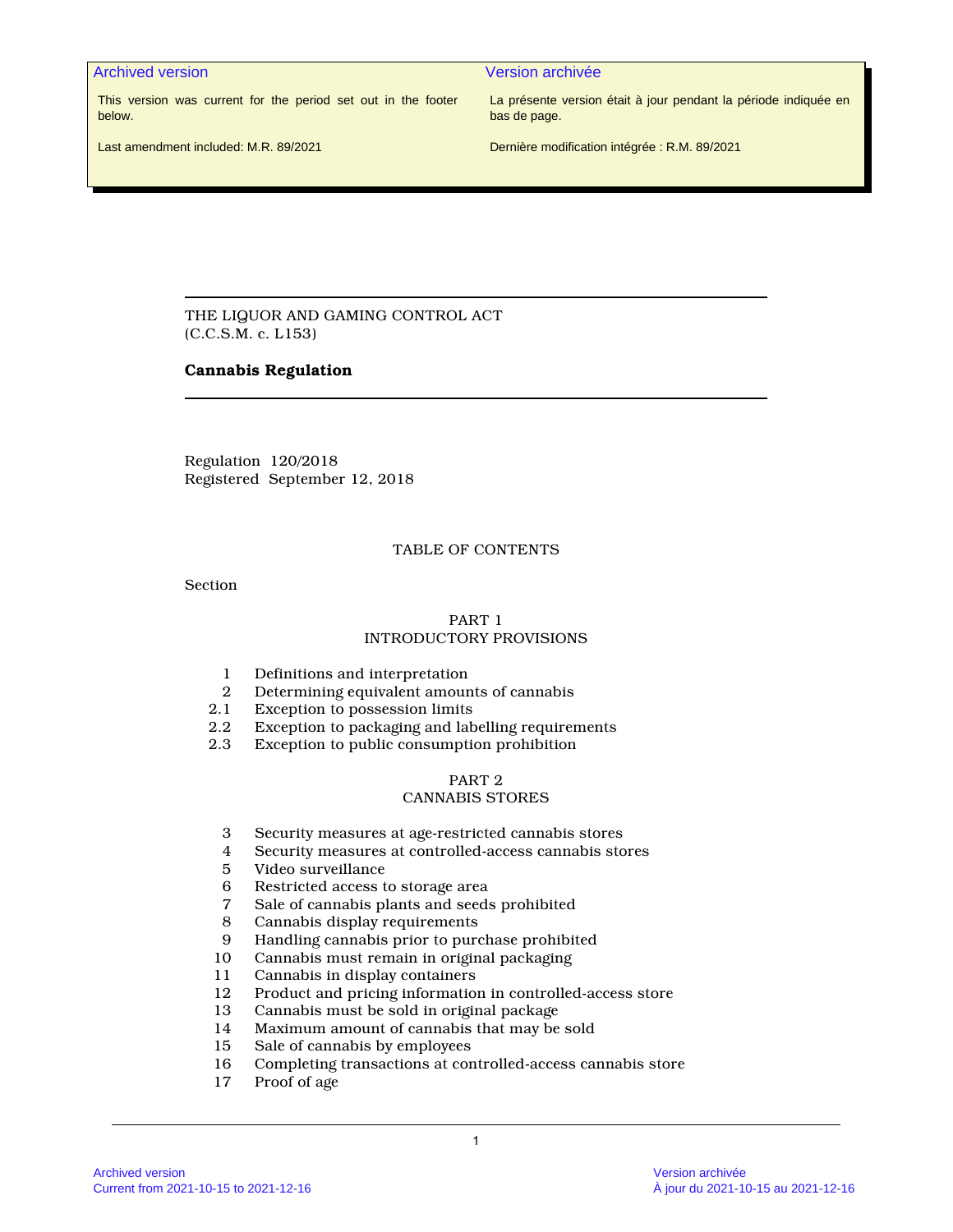| Archived version | Version archivée |
| --- | --- |
| This version was current for the period set out in the footer below. | La présente version était à jour pendant la période indiquée en bas de page. |
| Last amendment included: M.R. 89/2021 | Dernière modification intégrée : R.M. 89/2021 |

THE LIQUOR AND GAMING CONTROL ACT
(C.C.S.M. c. L153)

# Cannabis Regulation

Regulation 120/2018
Registered September 12, 2018

## TABLE OF CONTENTS

Section

### PART 1
### INTRODUCTORY PROVISIONS

1 Definitions and interpretation
2 Determining equivalent amounts of cannabis
2.1 Exception to possession limits
2.2 Exception to packaging and labelling requirements
2.3 Exception to public consumption prohibition

### PART 2
### CANNABIS STORES

3 Security measures at age-restricted cannabis stores
4 Security measures at controlled-access cannabis stores
5 Video surveillance
6 Restricted access to storage area
7 Sale of cannabis plants and seeds prohibited
8 Cannabis display requirements
9 Handling cannabis prior to purchase prohibited
10 Cannabis must remain in original packaging
11 Cannabis in display containers
12 Product and pricing information in controlled-access store
13 Cannabis must be sold in original package
14 Maximum amount of cannabis that may be sold
15 Sale of cannabis by employees
16 Completing transactions at controlled-access cannabis store
17 Proof of age

Archived version
Current from 2021-10-15 to 2021-12-16

Version archivée
À jour du 2021-10-15 au 2021-12-16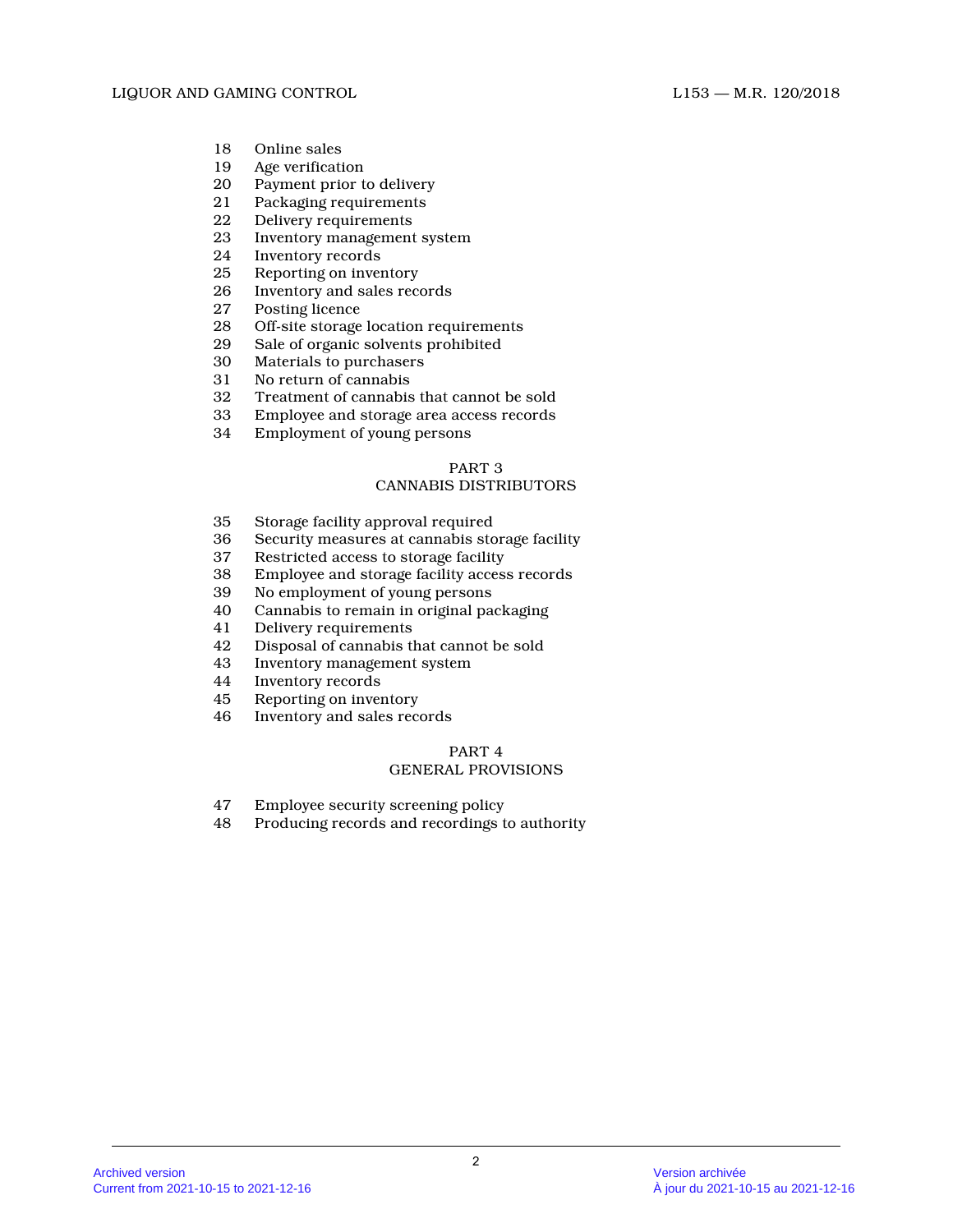18 Online sales
19 Age verification
20 Payment prior to delivery
21 Packaging requirements
22 Delivery requirements
23 Inventory management system
24 Inventory records
25 Reporting on inventory
26 Inventory and sales records
27 Posting licence
28 Off-site storage location requirements
29 Sale of organic solvents prohibited
30 Materials to purchasers
31 No return of cannabis
32 Treatment of cannabis that cannot be sold
33 Employee and storage area access records
34 Employment of young persons

## PART 3
## CANNABIS DISTRIBUTORS

35 Storage facility approval required
36 Security measures at cannabis storage facility
37 Restricted access to storage facility
38 Employee and storage facility access records
39 No employment of young persons
40 Cannabis to remain in original packaging
41 Delivery requirements
42 Disposal of cannabis that cannot be sold
43 Inventory management system
44 Inventory records
45 Reporting on inventory
46 Inventory and sales records

## PART 4
## GENERAL PROVISIONS

47 Employee security screening policy
48 Producing records and recordings to authority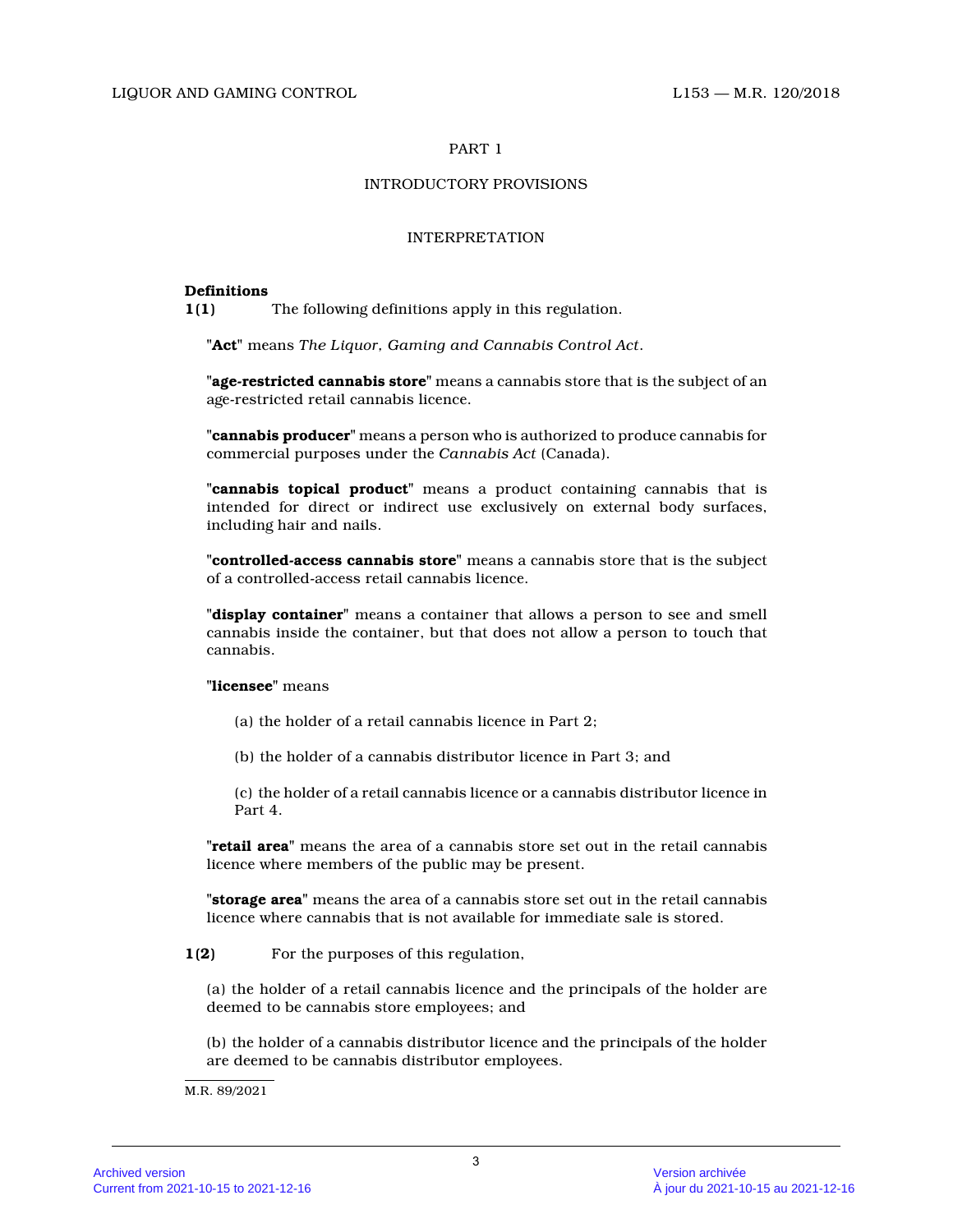PART 1

INTRODUCTORY PROVISIONS

INTERPRETATION

**Definitions**

**1(1)** The following definitions apply in this regulation.

"**Act**" means *The Liquor, Gaming and Cannabis Control Act*.

"**age-restricted cannabis store**" means a cannabis store that is the subject of an age-restricted retail cannabis licence.

"**cannabis producer**" means a person who is authorized to produce cannabis for commercial purposes under the *Cannabis Act* (Canada).

"**cannabis topical product**" means a product containing cannabis that is intended for direct or indirect use exclusively on external body surfaces, including hair and nails.

"**controlled-access cannabis store**" means a cannabis store that is the subject of a controlled-access retail cannabis licence.

"**display container**" means a container that allows a person to see and smell cannabis inside the container, but that does not allow a person to touch that cannabis.

"**licensee**" means

(a) the holder of a retail cannabis licence in Part 2;

(b) the holder of a cannabis distributor licence in Part 3; and

(c) the holder of a retail cannabis licence or a cannabis distributor licence in Part 4.

"**retail area**" means the area of a cannabis store set out in the retail cannabis licence where members of the public may be present.

"**storage area**" means the area of a cannabis store set out in the retail cannabis licence where cannabis that is not available for immediate sale is stored.

**1(2)** For the purposes of this regulation,

(a) the holder of a retail cannabis licence and the principals of the holder are deemed to be cannabis store employees; and

(b) the holder of a cannabis distributor licence and the principals of the holder are deemed to be cannabis distributor employees.

M.R. 89/2021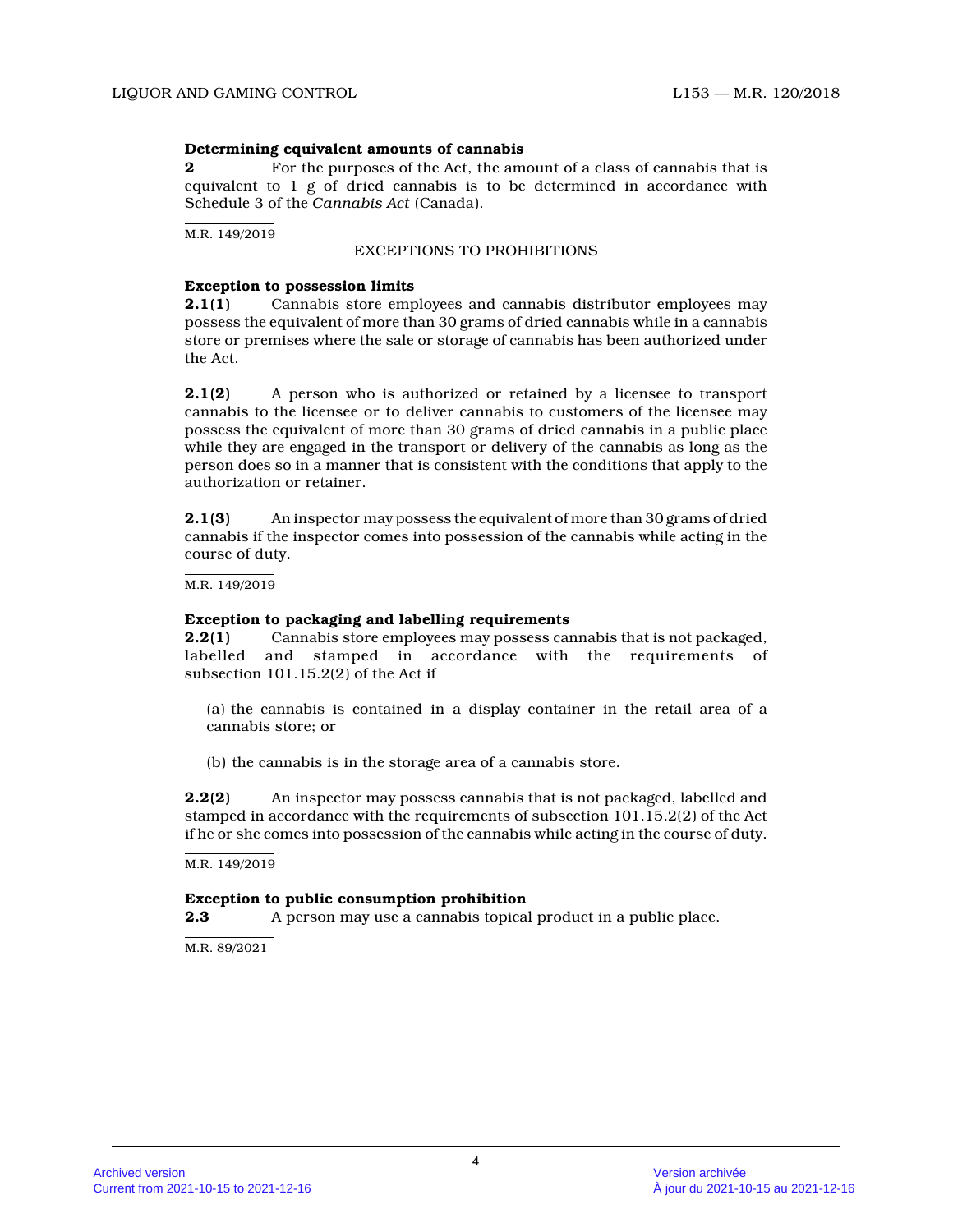**Determining equivalent amounts of cannabis**

**2** For the purposes of the Act, the amount of a class of cannabis that is equivalent to 1 g of dried cannabis is to be determined in accordance with Schedule 3 of the *Cannabis Act* (Canada).

M.R. 149/2019

EXCEPTIONS TO PROHIBITIONS

**Exception to possession limits**

**2.1(1)** Cannabis store employees and cannabis distributor employees may possess the equivalent of more than 30 grams of dried cannabis while in a cannabis store or premises where the sale or storage of cannabis has been authorized under the Act.

**2.1(2)** A person who is authorized or retained by a licensee to transport cannabis to the licensee or to deliver cannabis to customers of the licensee may possess the equivalent of more than 30 grams of dried cannabis in a public place while they are engaged in the transport or delivery of the cannabis as long as the person does so in a manner that is consistent with the conditions that apply to the authorization or retainer.

**2.1(3)** An inspector may possess the equivalent of more than 30 grams of dried cannabis if the inspector comes into possession of the cannabis while acting in the course of duty.

M.R. 149/2019

**Exception to packaging and labelling requirements**

**2.2(1)** Cannabis store employees may possess cannabis that is not packaged, labelled and stamped in accordance with the requirements of subsection 101.15.2(2) of the Act if

(a) the cannabis is contained in a display container in the retail area of a cannabis store; or

(b) the cannabis is in the storage area of a cannabis store.

**2.2(2)** An inspector may possess cannabis that is not packaged, labelled and stamped in accordance with the requirements of subsection 101.15.2(2) of the Act if he or she comes into possession of the cannabis while acting in the course of duty.

M.R. 149/2019

**Exception to public consumption prohibition**

**2.3** A person may use a cannabis topical product in a public place.

M.R. 89/2021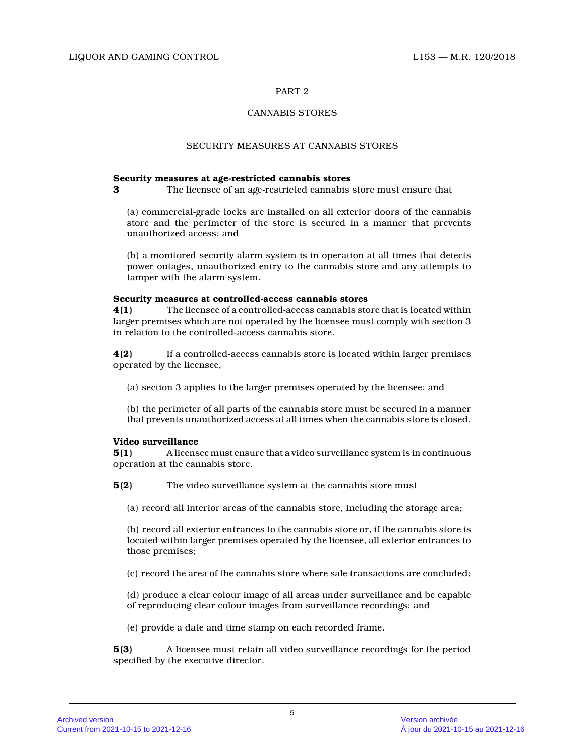## PART 2

## CANNABIS STORES

### SECURITY MEASURES AT CANNABIS STORES

**Security measures at age-restricted cannabis stores**

**3** The licensee of an age-restricted cannabis store must ensure that

(a) commercial-grade locks are installed on all exterior doors of the cannabis store and the perimeter of the store is secured in a manner that prevents unauthorized access; and

(b) a monitored security alarm system is in operation at all times that detects power outages, unauthorized entry to the cannabis store and any attempts to tamper with the alarm system.

**Security measures at controlled-access cannabis stores**

**4(1)** The licensee of a controlled-access cannabis store that is located within larger premises which are not operated by the licensee must comply with section 3 in relation to the controlled-access cannabis store.

**4(2)** If a controlled-access cannabis store is located within larger premises operated by the licensee,

(a) section 3 applies to the larger premises operated by the licensee; and

(b) the perimeter of all parts of the cannabis store must be secured in a manner that prevents unauthorized access at all times when the cannabis store is closed.

**Video surveillance**

**5(1)** A licensee must ensure that a video surveillance system is in continuous operation at the cannabis store.

**5(2)** The video surveillance system at the cannabis store must

(a) record all interior areas of the cannabis store, including the storage area;

(b) record all exterior entrances to the cannabis store or, if the cannabis store is located within larger premises operated by the licensee, all exterior entrances to those premises;

(c) record the area of the cannabis store where sale transactions are concluded;

(d) produce a clear colour image of all areas under surveillance and be capable of reproducing clear colour images from surveillance recordings; and

(e) provide a date and time stamp on each recorded frame.

**5(3)** A licensee must retain all video surveillance recordings for the period specified by the executive director.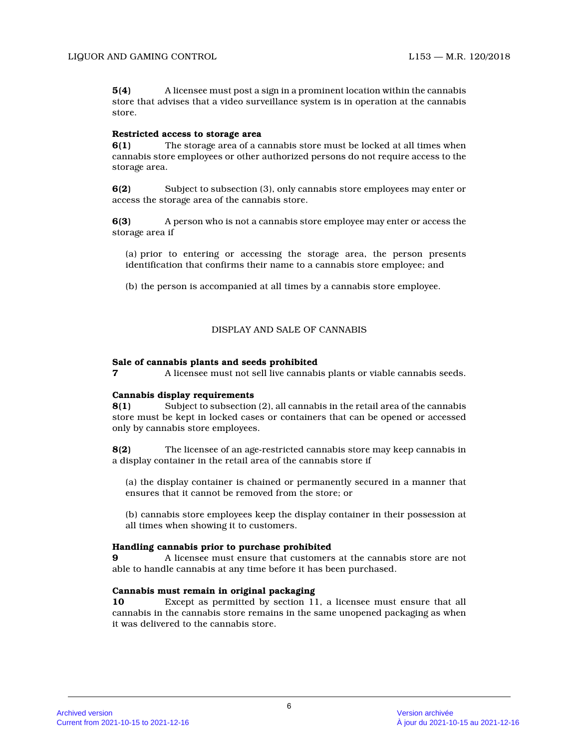**5(4)** A licensee must post a sign in a prominent location within the cannabis store that advises that a video surveillance system is in operation at the cannabis store.

**Restricted access to storage area**

**6(1)** The storage area of a cannabis store must be locked at all times when cannabis store employees or other authorized persons do not require access to the storage area.

**6(2)** Subject to subsection (3), only cannabis store employees may enter or access the storage area of the cannabis store.

**6(3)** A person who is not a cannabis store employee may enter or access the storage area if

(a) prior to entering or accessing the storage area, the person presents identification that confirms their name to a cannabis store employee; and

(b) the person is accompanied at all times by a cannabis store employee.

## DISPLAY AND SALE OF CANNABIS

**Sale of cannabis plants and seeds prohibited**

**7** A licensee must not sell live cannabis plants or viable cannabis seeds.

**Cannabis display requirements**

**8(1)** Subject to subsection (2), all cannabis in the retail area of the cannabis store must be kept in locked cases or containers that can be opened or accessed only by cannabis store employees.

**8(2)** The licensee of an age-restricted cannabis store may keep cannabis in a display container in the retail area of the cannabis store if

(a) the display container is chained or permanently secured in a manner that ensures that it cannot be removed from the store; or

(b) cannabis store employees keep the display container in their possession at all times when showing it to customers.

**Handling cannabis prior to purchase prohibited**

**9** A licensee must ensure that customers at the cannabis store are not able to handle cannabis at any time before it has been purchased.

**Cannabis must remain in original packaging**

**10** Except as permitted by section 11, a licensee must ensure that all cannabis in the cannabis store remains in the same unopened packaging as when it was delivered to the cannabis store.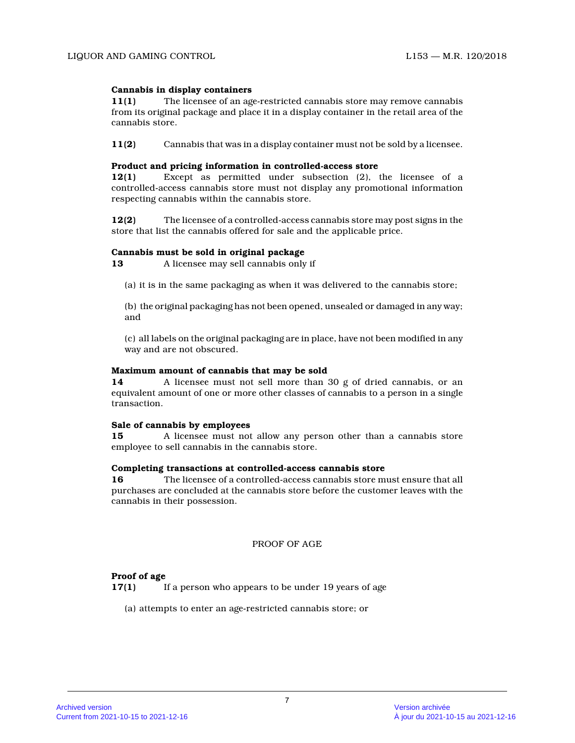**Cannabis in display containers**

**11(1)** The licensee of an age-restricted cannabis store may remove cannabis from its original package and place it in a display container in the retail area of the cannabis store.

**11(2)** Cannabis that was in a display container must not be sold by a licensee.

**Product and pricing information in controlled-access store**

**12(1)** Except as permitted under subsection (2), the licensee of a controlled-access cannabis store must not display any promotional information respecting cannabis within the cannabis store.

**12(2)** The licensee of a controlled-access cannabis store may post signs in the store that list the cannabis offered for sale and the applicable price.

**Cannabis must be sold in original package**

**13** A licensee may sell cannabis only if

(a) it is in the same packaging as when it was delivered to the cannabis store;

(b) the original packaging has not been opened, unsealed or damaged in any way; and

(c) all labels on the original packaging are in place, have not been modified in any way and are not obscured.

**Maximum amount of cannabis that may be sold**

**14** A licensee must not sell more than 30 g of dried cannabis, or an equivalent amount of one or more other classes of cannabis to a person in a single transaction.

**Sale of cannabis by employees**

**15** A licensee must not allow any person other than a cannabis store employee to sell cannabis in the cannabis store.

**Completing transactions at controlled-access cannabis store**

**16** The licensee of a controlled-access cannabis store must ensure that all purchases are concluded at the cannabis store before the customer leaves with the cannabis in their possession.

PROOF OF AGE

**Proof of age**

**17(1)** If a person who appears to be under 19 years of age

(a) attempts to enter an age-restricted cannabis store; or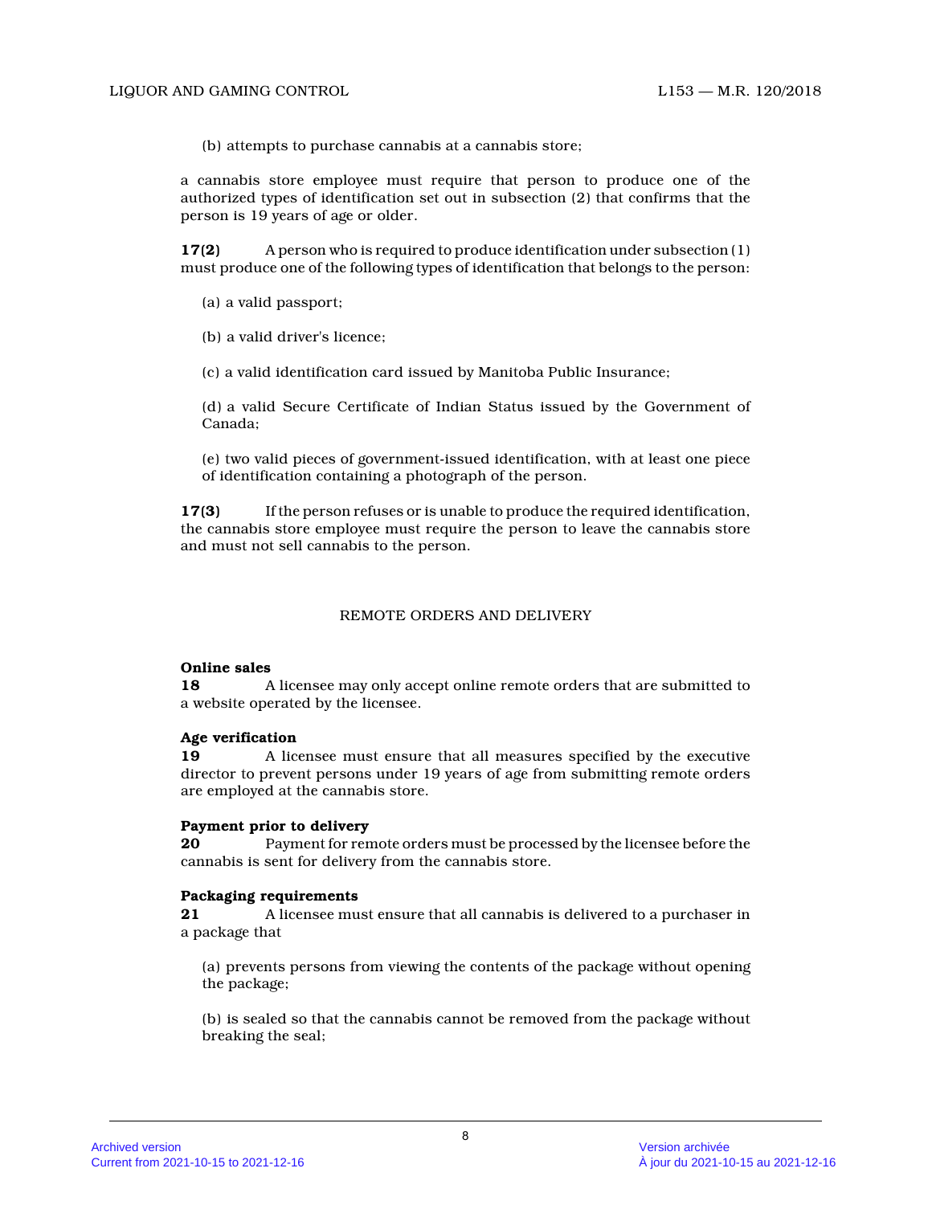(b) attempts to purchase cannabis at a cannabis store;

a cannabis store employee must require that person to produce one of the authorized types of identification set out in subsection (2) that confirms that the person is 19 years of age or older.

**17(2)** A person who is required to produce identification under subsection (1) must produce one of the following types of identification that belongs to the person:

(a) a valid passport;

(b) a valid driver's licence;

(c) a valid identification card issued by Manitoba Public Insurance;

(d) a valid Secure Certificate of Indian Status issued by the Government of Canada;

(e) two valid pieces of government-issued identification, with at least one piece of identification containing a photograph of the person.

**17(3)** If the person refuses or is unable to produce the required identification, the cannabis store employee must require the person to leave the cannabis store and must not sell cannabis to the person.

## REMOTE ORDERS AND DELIVERY

**Online sales**

**18** A licensee may only accept online remote orders that are submitted to a website operated by the licensee.

**Age verification**

**19** A licensee must ensure that all measures specified by the executive director to prevent persons under 19 years of age from submitting remote orders are employed at the cannabis store.

**Payment prior to delivery**

**20** Payment for remote orders must be processed by the licensee before the cannabis is sent for delivery from the cannabis store.

**Packaging requirements**

**21** A licensee must ensure that all cannabis is delivered to a purchaser in a package that

(a) prevents persons from viewing the contents of the package without opening the package;

(b) is sealed so that the cannabis cannot be removed from the package without breaking the seal;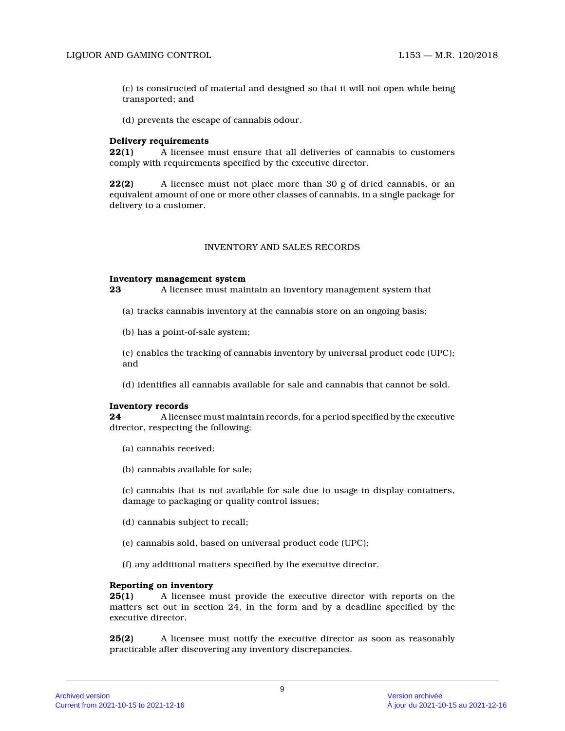(c) is constructed of material and designed so that it will not open while being transported; and

(d) prevents the escape of cannabis odour.

**Delivery requirements**

**22(1)** A licensee must ensure that all deliveries of cannabis to customers comply with requirements specified by the executive director.

**22(2)** A licensee must not place more than 30 g of dried cannabis, or an equivalent amount of one or more other classes of cannabis, in a single package for delivery to a customer.

## INVENTORY AND SALES RECORDS

**Inventory management system**

**23** A licensee must maintain an inventory management system that

(a) tracks cannabis inventory at the cannabis store on an ongoing basis;

(b) has a point-of-sale system;

(c) enables the tracking of cannabis inventory by universal product code (UPC); and

(d) identifies all cannabis available for sale and cannabis that cannot be sold.

**Inventory records**

**24** A licensee must maintain records, for a period specified by the executive director, respecting the following:

(a) cannabis received;

(b) cannabis available for sale;

(c) cannabis that is not available for sale due to usage in display containers, damage to packaging or quality control issues;

(d) cannabis subject to recall;

(e) cannabis sold, based on universal product code (UPC);

(f) any additional matters specified by the executive director.

**Reporting on inventory**

**25(1)** A licensee must provide the executive director with reports on the matters set out in section 24, in the form and by a deadline specified by the executive director.

**25(2)** A licensee must notify the executive director as soon as reasonably practicable after discovering any inventory discrepancies.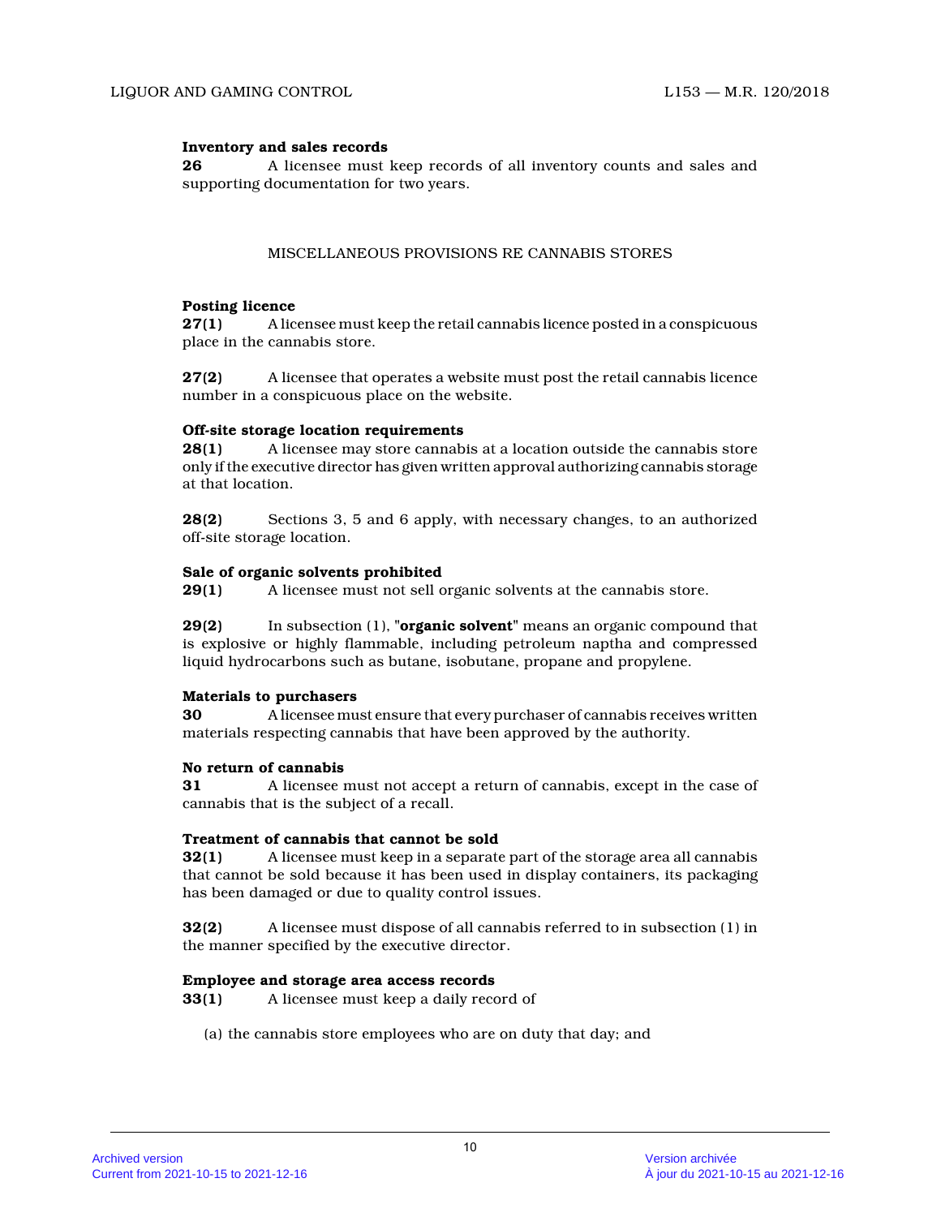**Inventory and sales records**

**26** A licensee must keep records of all inventory counts and sales and supporting documentation for two years.

MISCELLANEOUS PROVISIONS RE CANNABIS STORES

**Posting licence**

**27(1)** A licensee must keep the retail cannabis licence posted in a conspicuous place in the cannabis store.

**27(2)** A licensee that operates a website must post the retail cannabis licence number in a conspicuous place on the website.

**Off-site storage location requirements**

**28(1)** A licensee may store cannabis at a location outside the cannabis store only if the executive director has given written approval authorizing cannabis storage at that location.

**28(2)** Sections 3, 5 and 6 apply, with necessary changes, to an authorized off-site storage location.

**Sale of organic solvents prohibited**

**29(1)** A licensee must not sell organic solvents at the cannabis store.

**29(2)** In subsection (1), "**organic solvent**" means an organic compound that is explosive or highly flammable, including petroleum naptha and compressed liquid hydrocarbons such as butane, isobutane, propane and propylene.

**Materials to purchasers**

**30** A licensee must ensure that every purchaser of cannabis receives written materials respecting cannabis that have been approved by the authority.

**No return of cannabis**

**31** A licensee must not accept a return of cannabis, except in the case of cannabis that is the subject of a recall.

**Treatment of cannabis that cannot be sold**

**32(1)** A licensee must keep in a separate part of the storage area all cannabis that cannot be sold because it has been used in display containers, its packaging has been damaged or due to quality control issues.

**32(2)** A licensee must dispose of all cannabis referred to in subsection (1) in the manner specified by the executive director.

**Employee and storage area access records**

**33(1)** A licensee must keep a daily record of

(a) the cannabis store employees who are on duty that day; and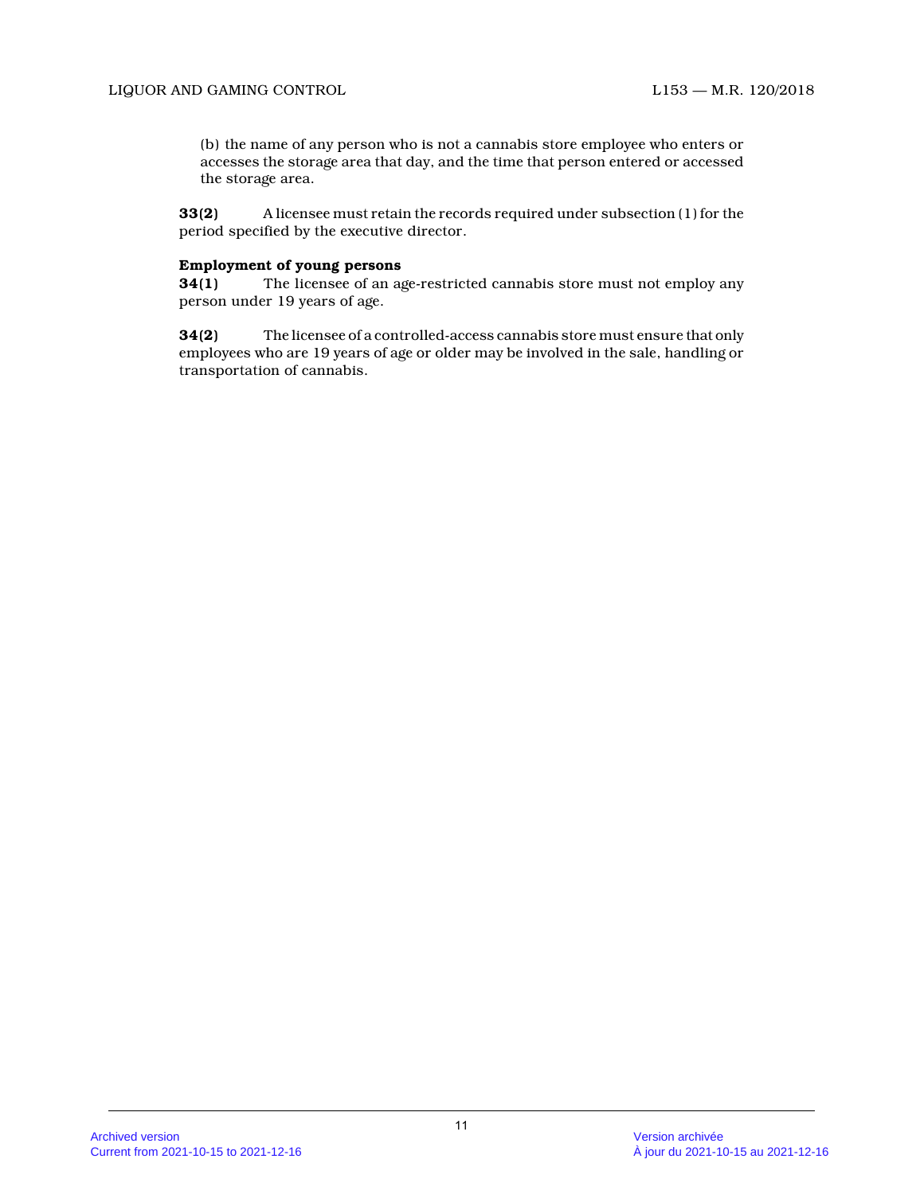(b) the name of any person who is not a cannabis store employee who enters or accesses the storage area that day, and the time that person entered or accessed the storage area.

**33(2)** A licensee must retain the records required under subsection (1) for the period specified by the executive director.

**Employment of young persons**

**34(1)** The licensee of an age-restricted cannabis store must not employ any person under 19 years of age.

**34(2)** The licensee of a controlled-access cannabis store must ensure that only employees who are 19 years of age or older may be involved in the sale, handling or transportation of cannabis.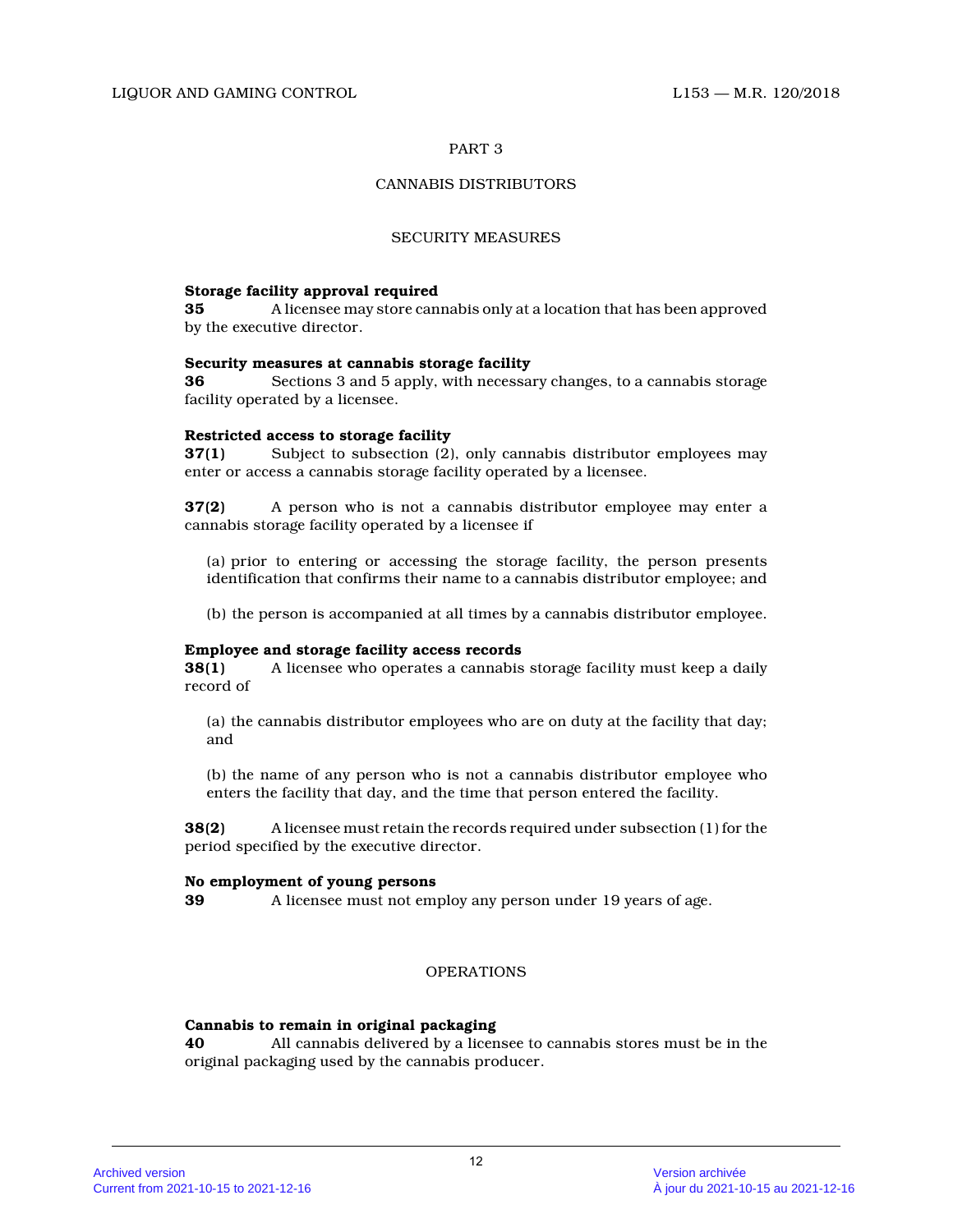## PART 3

## CANNABIS DISTRIBUTORS

### SECURITY MEASURES

**Storage facility approval required**

**35** A licensee may store cannabis only at a location that has been approved by the executive director.

**Security measures at cannabis storage facility**

**36** Sections 3 and 5 apply, with necessary changes, to a cannabis storage facility operated by a licensee.

**Restricted access to storage facility**

**37(1)** Subject to subsection (2), only cannabis distributor employees may enter or access a cannabis storage facility operated by a licensee.

**37(2)** A person who is not a cannabis distributor employee may enter a cannabis storage facility operated by a licensee if

(a) prior to entering or accessing the storage facility, the person presents identification that confirms their name to a cannabis distributor employee; and

(b) the person is accompanied at all times by a cannabis distributor employee.

**Employee and storage facility access records**

**38(1)** A licensee who operates a cannabis storage facility must keep a daily record of

(a) the cannabis distributor employees who are on duty at the facility that day; and

(b) the name of any person who is not a cannabis distributor employee who enters the facility that day, and the time that person entered the facility.

**38(2)** A licensee must retain the records required under subsection (1) for the period specified by the executive director.

**No employment of young persons**

**39** A licensee must not employ any person under 19 years of age.

### OPERATIONS

**Cannabis to remain in original packaging**

**40** All cannabis delivered by a licensee to cannabis stores must be in the original packaging used by the cannabis producer.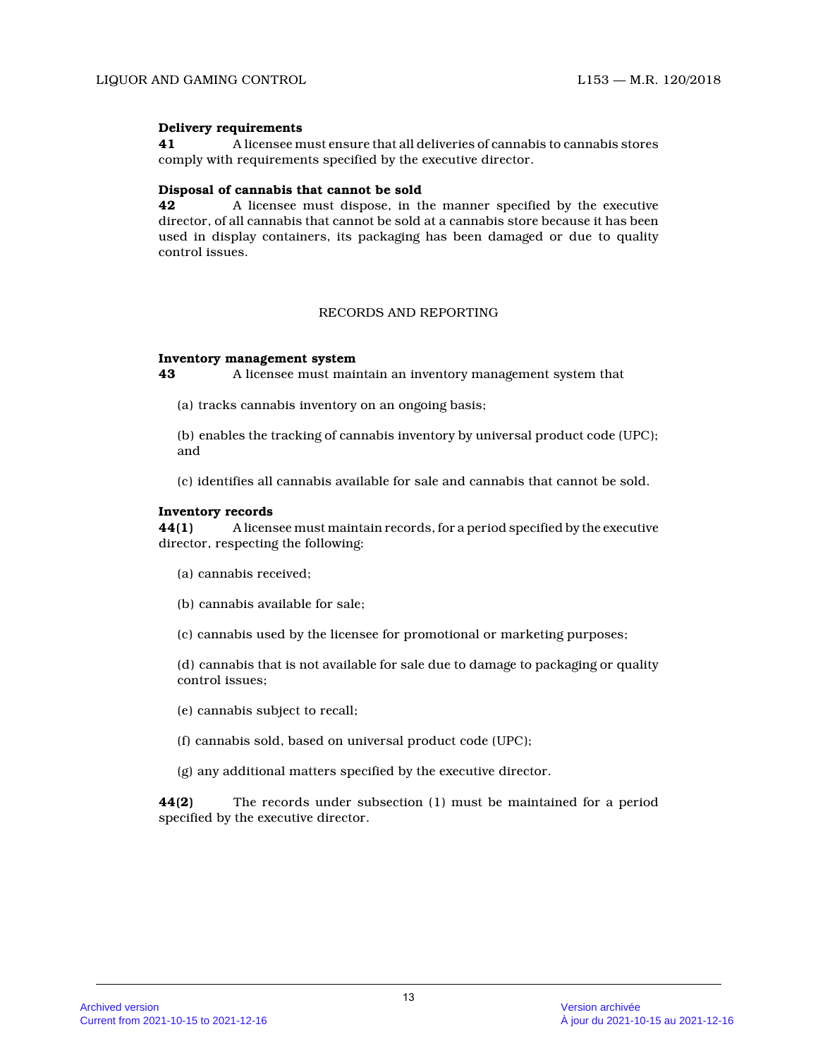**Delivery requirements**

**41** A licensee must ensure that all deliveries of cannabis to cannabis stores comply with requirements specified by the executive director.

**Disposal of cannabis that cannot be sold**

**42** A licensee must dispose, in the manner specified by the executive director, of all cannabis that cannot be sold at a cannabis store because it has been used in display containers, its packaging has been damaged or due to quality control issues.

## RECORDS AND REPORTING

**Inventory management system**

**43** A licensee must maintain an inventory management system that

(a) tracks cannabis inventory on an ongoing basis;

(b) enables the tracking of cannabis inventory by universal product code (UPC); and

(c) identifies all cannabis available for sale and cannabis that cannot be sold.

**Inventory records**

**44(1)** A licensee must maintain records, for a period specified by the executive director, respecting the following:

(a) cannabis received;

(b) cannabis available for sale;

(c) cannabis used by the licensee for promotional or marketing purposes;

(d) cannabis that is not available for sale due to damage to packaging or quality control issues;

(e) cannabis subject to recall;

(f) cannabis sold, based on universal product code (UPC);

(g) any additional matters specified by the executive director.

**44(2)** The records under subsection (1) must be maintained for a period specified by the executive director.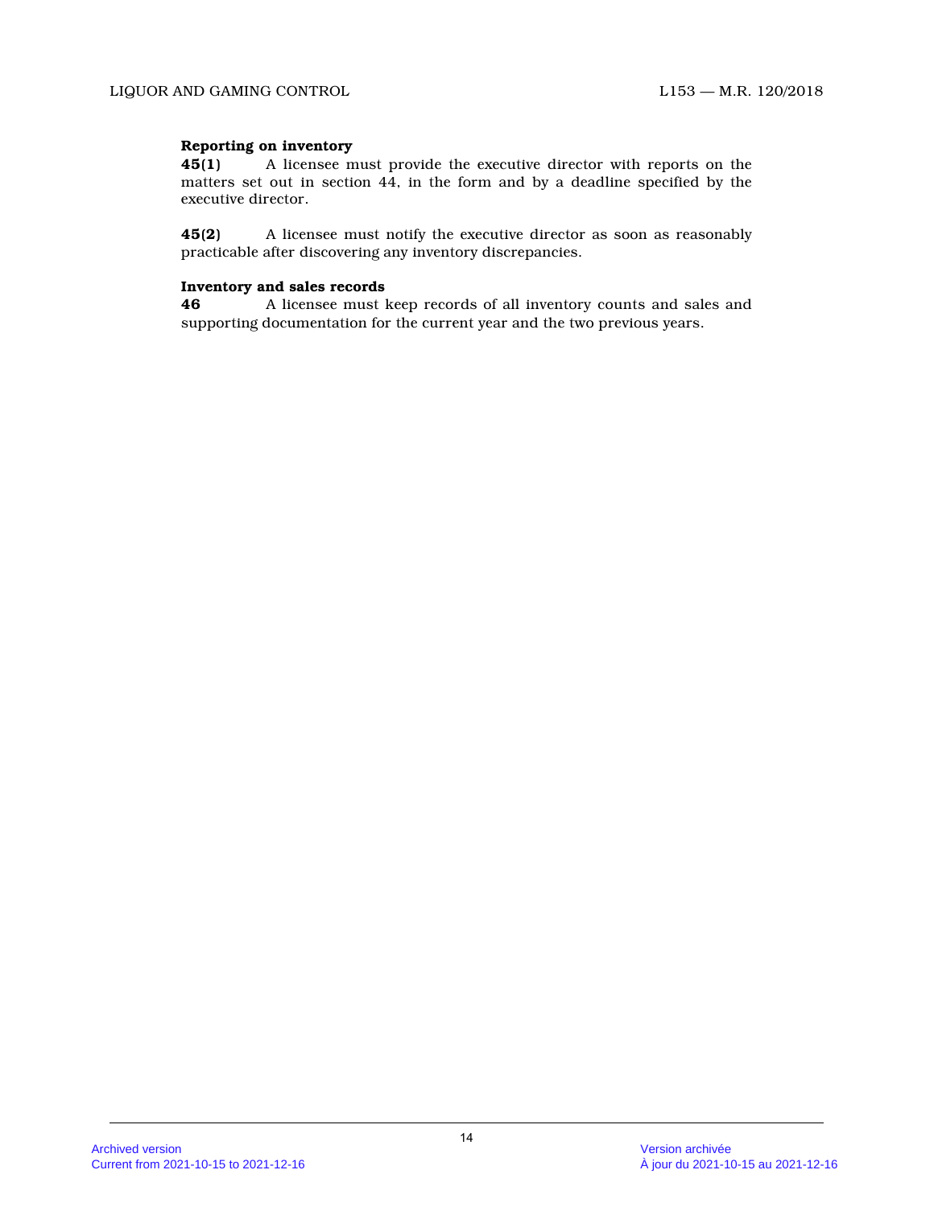**Reporting on inventory**

**45(1)** A licensee must provide the executive director with reports on the matters set out in section 44, in the form and by a deadline specified by the executive director.

**45(2)** A licensee must notify the executive director as soon as reasonably practicable after discovering any inventory discrepancies.

**Inventory and sales records**

**46** A licensee must keep records of all inventory counts and sales and supporting documentation for the current year and the two previous years.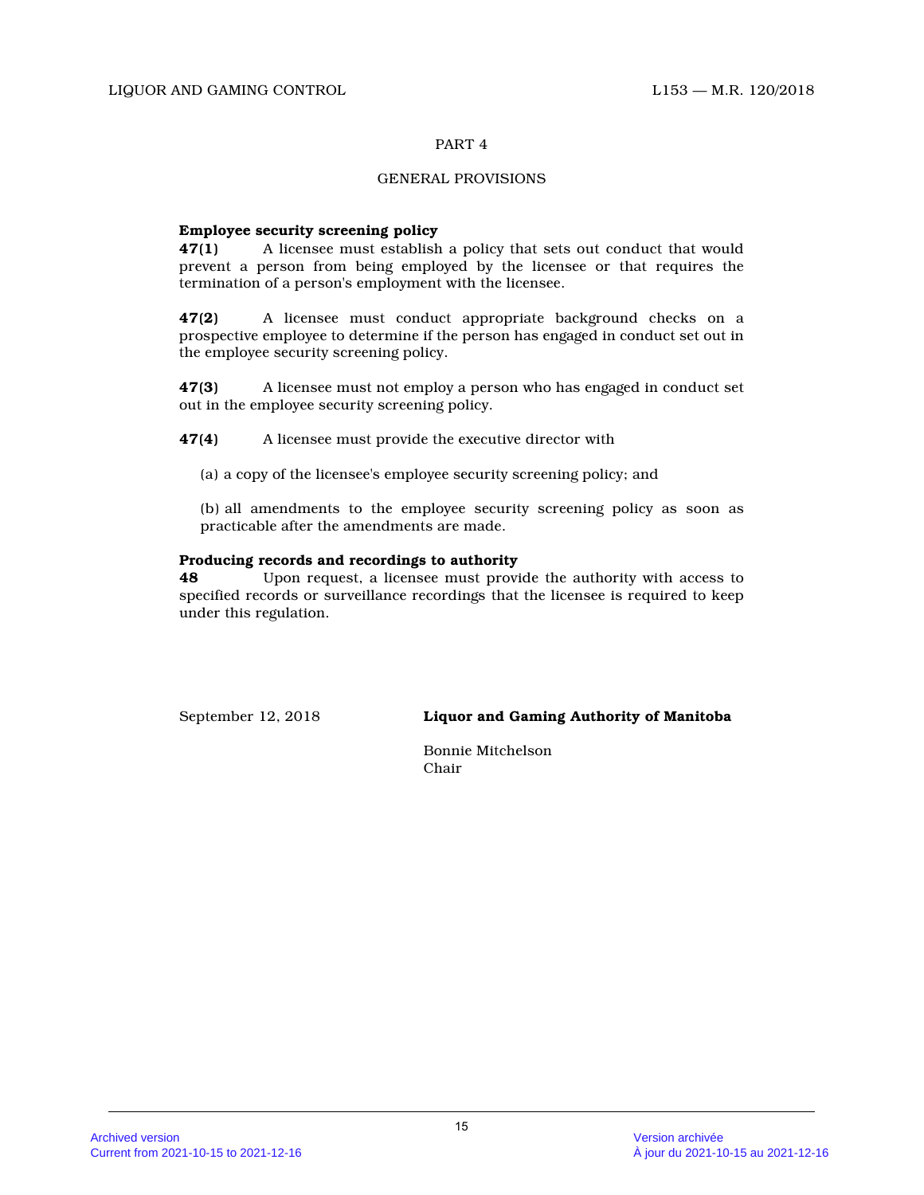PART 4

GENERAL PROVISIONS

**Employee security screening policy**

**47(1)** A licensee must establish a policy that sets out conduct that would prevent a person from being employed by the licensee or that requires the termination of a person's employment with the licensee.

**47(2)** A licensee must conduct appropriate background checks on a prospective employee to determine if the person has engaged in conduct set out in the employee security screening policy.

**47(3)** A licensee must not employ a person who has engaged in conduct set out in the employee security screening policy.

**47(4)** A licensee must provide the executive director with

(a) a copy of the licensee's employee security screening policy; and

(b) all amendments to the employee security screening policy as soon as practicable after the amendments are made.

**Producing records and recordings to authority**

**48** Upon request, a licensee must provide the authority with access to specified records or surveillance recordings that the licensee is required to keep under this regulation.

September 12, 2018 **Liquor and Gaming Authority of Manitoba**

Bonnie Mitchelson
Chair

Archived version
Current from 2021-10-15 to 2021-12-16

Version archivée
À jour du 2021-10-15 au 2021-12-16